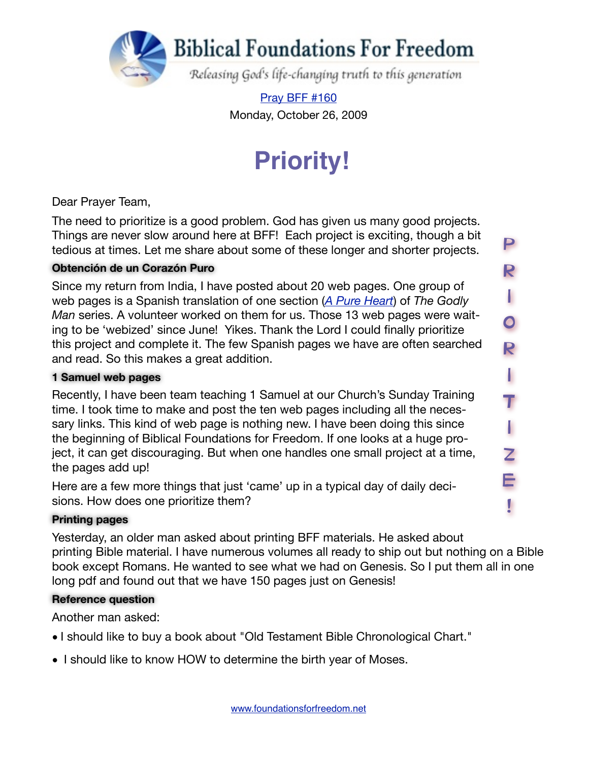# Biblical Foundations For Freedom

*Releasing God's life-changing truth to this generation*

[Pray BFF #160](#)

Monday, October 26, 2009

# Priority!

P R I O R I T I Z E !

Dear Prayer Team,

The need to prioritize is a good problem. God has given us many good projects. Things are never slow around here at BFF! Each project is exciting, though a bit tedious at times. Let me share about some of these longer and shorter projects.

**Obtención de un Corazón Puro**

Since my return from India, I have posted about 20 web pages. One group of web pages is a Spanish translation of one section (*A Pure Heart*) of *The Godly Man* series. A volunteer worked on them for us. Those 13 web pages were waiting to be 'webized' since June! Yikes. Thank the Lord I could finally prioritize this project and complete it. The few Spanish pages we have are often searched and read. So this makes a great addition.

**1 Samuel web pages**

Recently, I have been team teaching 1 Samuel at our Church's Sunday Training time. I took time to make and post the ten web pages including all the necessary links. This kind of web page is nothing new. I have been doing this since the beginning of Biblical Foundations for Freedom. If one looks at a huge project, it can get discouraging. But when one handles one small project at a time, the pages add up!

Here are a few more things that just 'came' up in a typical day of daily decisions. How does one prioritize them?

**Printing pages**

Yesterday, an older man asked about printing BFF materials. He asked about printing Bible material. I have numerous volumes all ready to ship out but nothing on a Bible book except Romans. He wanted to see what we had on Genesis. So I put them all in one long pdf and found out that we have 150 pages just on Genesis!

**Reference question**

Another man asked:

- I should like to buy a book about "Old Testament Bible Chronological Chart."
- I should like to know HOW to determine the birth year of Moses.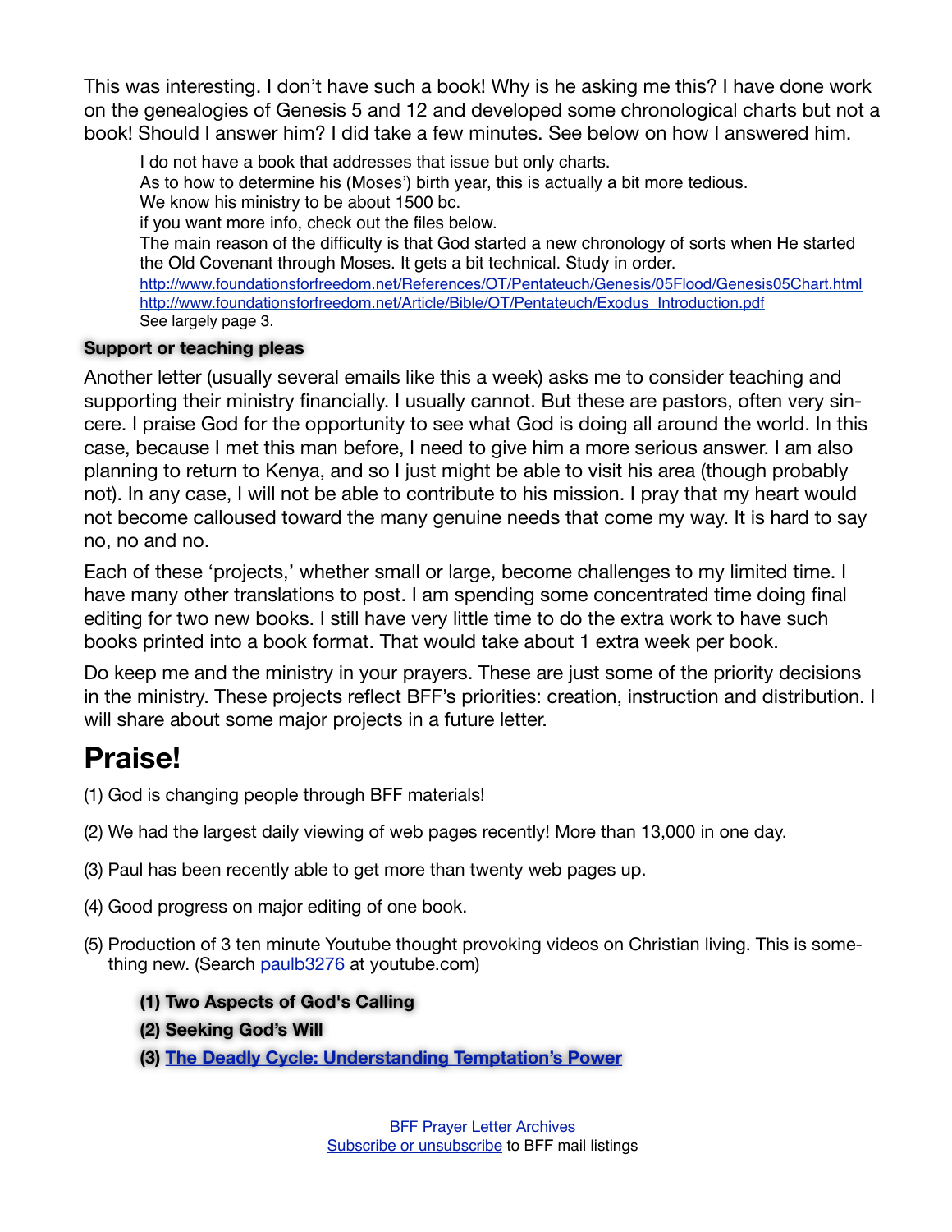This was interesting. I don't have such a book! Why is he asking me this? I have done work on the genealogies of Genesis 5 and 12 and developed some chronological charts but not a book! Should I answer him? I did take a few minutes. See below on how I answered him.

> I do not have a book that addresses that issue but only charts.
> As to how to determine his (Moses') birth year, this is actually a bit more tedious.
> We know his ministry to be about 1500 bc.
> if you want more info, check out the files below.
> The main reason of the difficulty is that God started a new chronology of sorts when He started the Old Covenant through Moses. It gets a bit technical. Study in order.
> http://www.foundationsforfreedom.net/References/OT/Pentateuch/Genesis/05Flood/Genesis05Chart.html
> http://www.foundationsforfreedom.net/Article/Bible/OT/Pentateuch/Exodus_Introduction.pdf
> See largely page 3.

**Support or teaching pleas**

Another letter (usually several emails like this a week) asks me to consider teaching and supporting their ministry financially. I usually cannot. But these are pastors, often very sincere. I praise God for the opportunity to see what God is doing all around the world. In this case, because I met this man before, I need to give him a more serious answer. I am also planning to return to Kenya, and so I just might be able to visit his area (though probably not). In any case, I will not be able to contribute to his mission. I pray that my heart would not become calloused toward the many genuine needs that come my way. It is hard to say no, no and no.

Each of these 'projects,' whether small or large, become challenges to my limited time. I have many other translations to post. I am spending some concentrated time doing final editing for two new books. I still have very little time to do the extra work to have such books printed into a book format. That would take about 1 extra week per book.

Do keep me and the ministry in your prayers. These are just some of the priority decisions in the ministry. These projects reflect BFF's priorities: creation, instruction and distribution. I will share about some major projects in a future letter.

# Praise!

(1) God is changing people through BFF materials!

(2) We had the largest daily viewing of web pages recently! More than 13,000 in one day.

(3) Paul has been recently able to get more than twenty web pages up.

(4) Good progress on major editing of one book.

(5) Production of 3 ten minute Youtube thought provoking videos on Christian living. This is something new. (Search paulb3276 at youtube.com)

**(1) Two Aspects of God's Calling**

**(2) Seeking God's Will**

**(3) The Deadly Cycle: Understanding Temptation's Power**

BFF Prayer Letter Archives
Subscribe or unsubscribe to BFF mail listings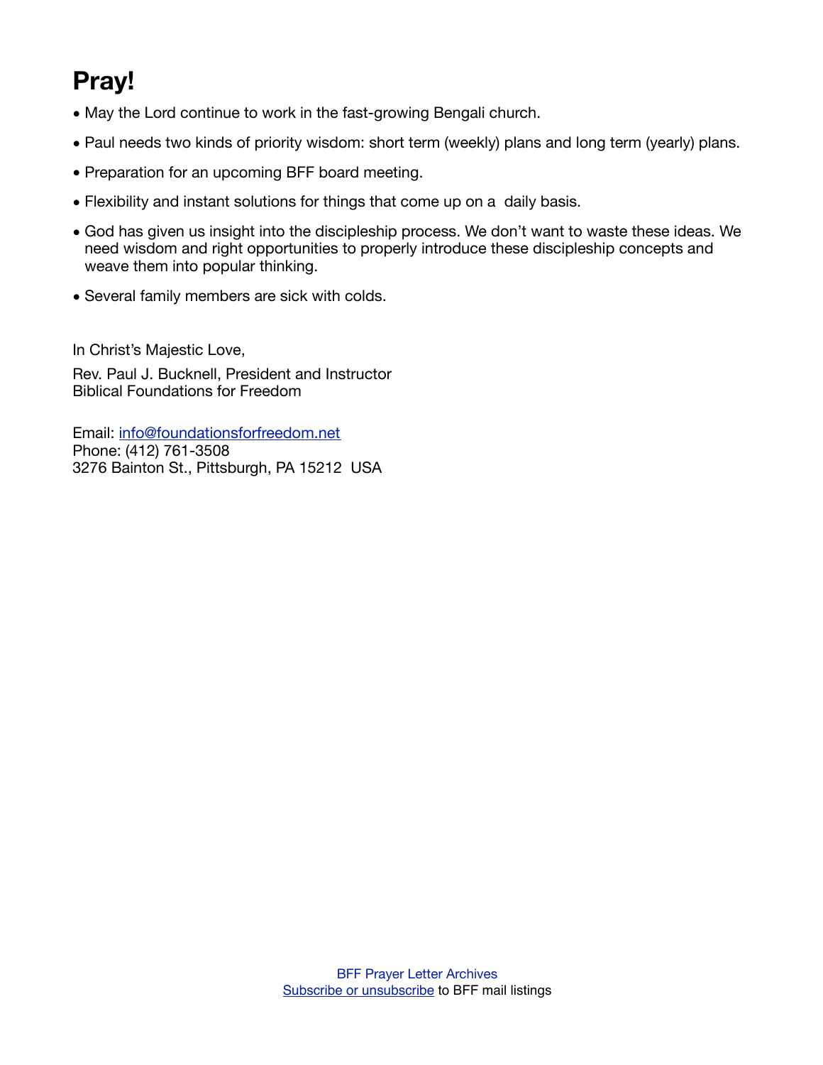# Pray!

- May the Lord continue to work in the fast-growing Bengali church.
- Paul needs two kinds of priority wisdom: short term (weekly) plans and long term (yearly) plans.
- Preparation for an upcoming BFF board meeting.
- Flexibility and instant solutions for things that come up on a daily basis.
- God has given us insight into the discipleship process. We don't want to waste these ideas. We need wisdom and right opportunities to properly introduce these discipleship concepts and weave them into popular thinking.
- Several family members are sick with colds.

In Christ's Majestic Love,

Rev. Paul J. Bucknell, President and Instructor
Biblical Foundations for Freedom

Email: info@foundationsforfreedom.net
Phone: (412) 761-3508
3276 Bainton St., Pittsburgh, PA 15212 USA

BFF Prayer Letter Archives
Subscribe or unsubscribe to BFF mail listings